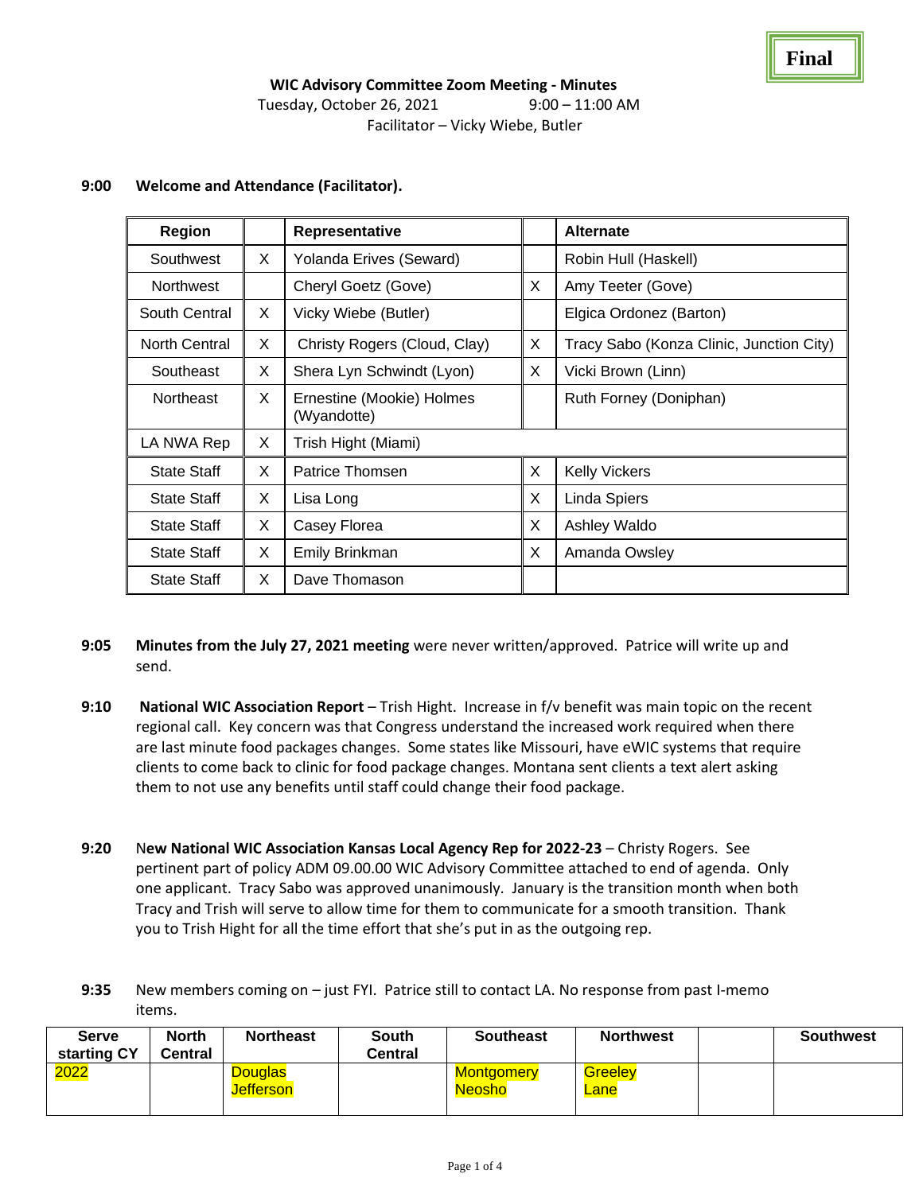Final

**WIC Advisory Committee Zoom Meeting - Minutes**

Tuesday, October 26, 2021 9:00 – 11:00 AM

Facilitator – Vicky Wiebe, Butler

**9:00 Welcome and Attendance (Facilitator).**

| Region | | Representative | | Alternate |
|---|---|---|---|---|
| Southwest | X | Yolanda Erives (Seward) | | Robin Hull (Haskell) |
| Northwest | | Cheryl Goetz (Gove) | X | Amy Teeter (Gove) |
| South Central | X | Vicky Wiebe (Butler) | | Elgica Ordonez (Barton) |
| North Central | X | Christy Rogers (Cloud, Clay) | X | Tracy Sabo (Konza Clinic, Junction City) |
| Southeast | X | Shera Lyn Schwindt (Lyon) | X | Vicki Brown (Linn) |
| Northeast | X | Ernestine (Mookie) Holmes (Wyandotte) | | Ruth Forney (Doniphan) |
| LA NWA Rep | X | Trish Hight (Miami) | | |
| State Staff | X | Patrice Thomsen | X | Kelly Vickers |
| State Staff | X | Lisa Long | X | Linda Spiers |
| State Staff | X | Casey Florea | X | Ashley Waldo |
| State Staff | X | Emily Brinkman | X | Amanda Owsley |
| State Staff | X | Dave Thomason | | |

**9:05 Minutes from the July 27, 2021 meeting** were never written/approved. Patrice will write up and send.

**9:10 National WIC Association Report** – Trish Hight. Increase in f/v benefit was main topic on the recent regional call. Key concern was that Congress understand the increased work required when there are last minute food packages changes. Some states like Missouri, have eWIC systems that require clients to come back to clinic for food package changes. Montana sent clients a text alert asking them to not use any benefits until staff could change their food package.

**9:20 New National WIC Association Kansas Local Agency Rep for 2022-23** – Christy Rogers. See pertinent part of policy ADM 09.00.00 WIC Advisory Committee attached to end of agenda. Only one applicant. Tracy Sabo was approved unanimously. January is the transition month when both Tracy and Trish will serve to allow time for them to communicate for a smooth transition. Thank you to Trish Hight for all the time effort that she's put in as the outgoing rep.

**9:35** New members coming on – just FYI. Patrice still to contact LA. No response from past I-memo items.

| Serve starting CY | North Central | Northeast | South Central | Southeast | Northwest | | Southwest |
|---|---|---|---|---|---|---|---|
| 2022 | | Douglas Jefferson | | Montgomery Neosho | Greeley Lane | | |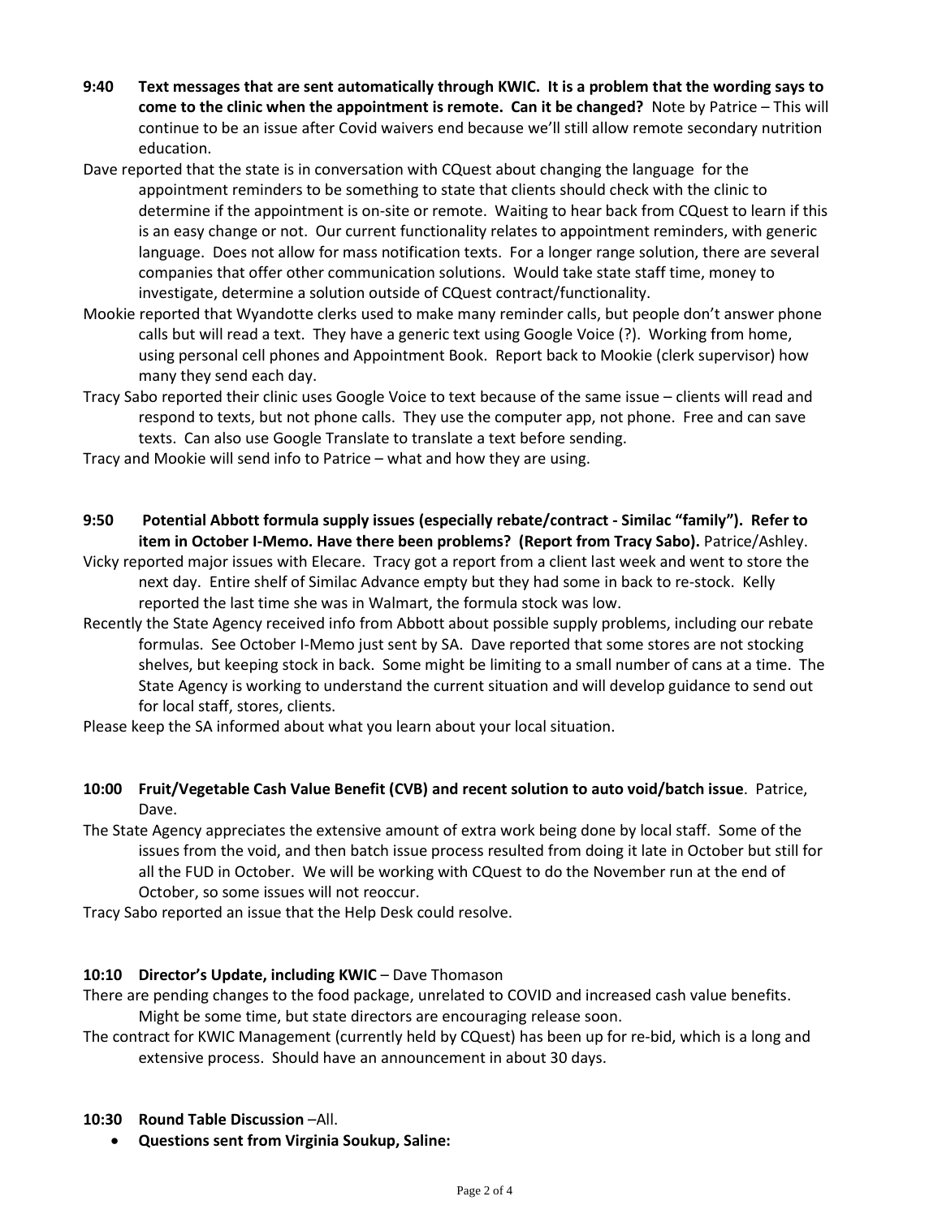**9:40 Text messages that are sent automatically through KWIC. It is a problem that the wording says to come to the clinic when the appointment is remote. Can it be changed?** Note by Patrice – This will continue to be an issue after Covid waivers end because we'll still allow remote secondary nutrition education.

Dave reported that the state is in conversation with CQuest about changing the language for the appointment reminders to be something to state that clients should check with the clinic to determine if the appointment is on-site or remote. Waiting to hear back from CQuest to learn if this is an easy change or not. Our current functionality relates to appointment reminders, with generic language. Does not allow for mass notification texts. For a longer range solution, there are several companies that offer other communication solutions. Would take state staff time, money to investigate, determine a solution outside of CQuest contract/functionality.

Mookie reported that Wyandotte clerks used to make many reminder calls, but people don't answer phone calls but will read a text. They have a generic text using Google Voice (?). Working from home, using personal cell phones and Appointment Book. Report back to Mookie (clerk supervisor) how many they send each day.

Tracy Sabo reported their clinic uses Google Voice to text because of the same issue – clients will read and respond to texts, but not phone calls. They use the computer app, not phone. Free and can save texts. Can also use Google Translate to translate a text before sending.

Tracy and Mookie will send info to Patrice – what and how they are using.

**9:50 Potential Abbott formula supply issues (especially rebate/contract - Similac "family"). Refer to item in October I-Memo. Have there been problems? (Report from Tracy Sabo).** Patrice/Ashley.

Vicky reported major issues with Elecare. Tracy got a report from a client last week and went to store the next day. Entire shelf of Similac Advance empty but they had some in back to re-stock. Kelly reported the last time she was in Walmart, the formula stock was low.

Recently the State Agency received info from Abbott about possible supply problems, including our rebate formulas. See October I-Memo just sent by SA. Dave reported that some stores are not stocking shelves, but keeping stock in back. Some might be limiting to a small number of cans at a time. The State Agency is working to understand the current situation and will develop guidance to send out for local staff, stores, clients.

Please keep the SA informed about what you learn about your local situation.

**10:00 Fruit/Vegetable Cash Value Benefit (CVB) and recent solution to auto void/batch issue**. Patrice, Dave.

The State Agency appreciates the extensive amount of extra work being done by local staff. Some of the issues from the void, and then batch issue process resulted from doing it late in October but still for all the FUD in October. We will be working with CQuest to do the November run at the end of October, so some issues will not reoccur.

Tracy Sabo reported an issue that the Help Desk could resolve.

**10:10 Director's Update, including KWIC** – Dave Thomason

There are pending changes to the food package, unrelated to COVID and increased cash value benefits. Might be some time, but state directors are encouraging release soon.

The contract for KWIC Management (currently held by CQuest) has been up for re-bid, which is a long and extensive process. Should have an announcement in about 30 days.

**10:30 Round Table Discussion** –All.

- **Questions sent from Virginia Soukup, Saline:**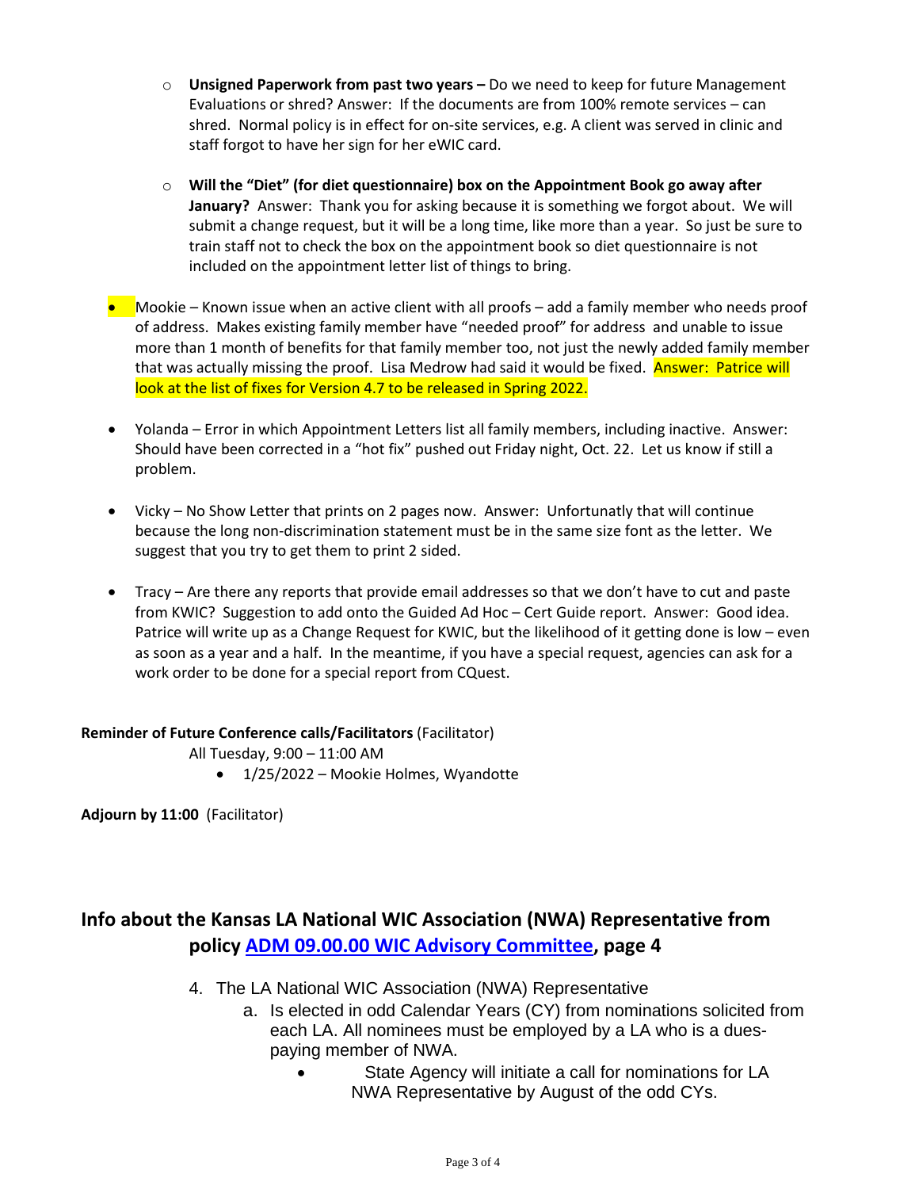- **Unsigned Paperwork from past two years –** Do we need to keep for future Management Evaluations or shred? Answer: If the documents are from 100% remote services – can shred. Normal policy is in effect for on-site services, e.g. A client was served in clinic and staff forgot to have her sign for her eWIC card.

- **Will the "Diet" (for diet questionnaire) box on the Appointment Book go away after January?** Answer: Thank you for asking because it is something we forgot about. We will submit a change request, but it will be a long time, like more than a year. So just be sure to train staff not to check the box on the appointment book so diet questionnaire is not included on the appointment letter list of things to bring.

- Mookie – Known issue when an active client with all proofs – add a family member who needs proof of address. Makes existing family member have "needed proof" for address and unable to issue more than 1 month of benefits for that family member too, not just the newly added family member that was actually missing the proof. Lisa Medrow had said it would be fixed. Answer: Patrice will look at the list of fixes for Version 4.7 to be released in Spring 2022.

- Yolanda – Error in which Appointment Letters list all family members, including inactive. Answer: Should have been corrected in a "hot fix" pushed out Friday night, Oct. 22. Let us know if still a problem.

- Vicky – No Show Letter that prints on 2 pages now. Answer: Unfortunatly that will continue because the long non-discrimination statement must be in the same size font as the letter. We suggest that you try to get them to print 2 sided.

- Tracy – Are there any reports that provide email addresses so that we don't have to cut and paste from KWIC? Suggestion to add onto the Guided Ad Hoc – Cert Guide report. Answer: Good idea. Patrice will write up as a Change Request for KWIC, but the likelihood of it getting done is low – even as soon as a year and a half. In the meantime, if you have a special request, agencies can ask for a work order to be done for a special report from CQuest.

**Reminder of Future Conference calls/Facilitators** (Facilitator)

All Tuesday, 9:00 – 11:00 AM

- 1/25/2022 – Mookie Holmes, Wyandotte

**Adjourn by 11:00** (Facilitator)

## Info about the Kansas LA National WIC Association (NWA) Representative from policy ADM 09.00.00 WIC Advisory Committee, page 4

4. The LA National WIC Association (NWA) Representative
   a. Is elected in odd Calendar Years (CY) from nominations solicited from each LA. All nominees must be employed by a LA who is a dues-paying member of NWA.
      - State Agency will initiate a call for nominations for LA NWA Representative by August of the odd CYs.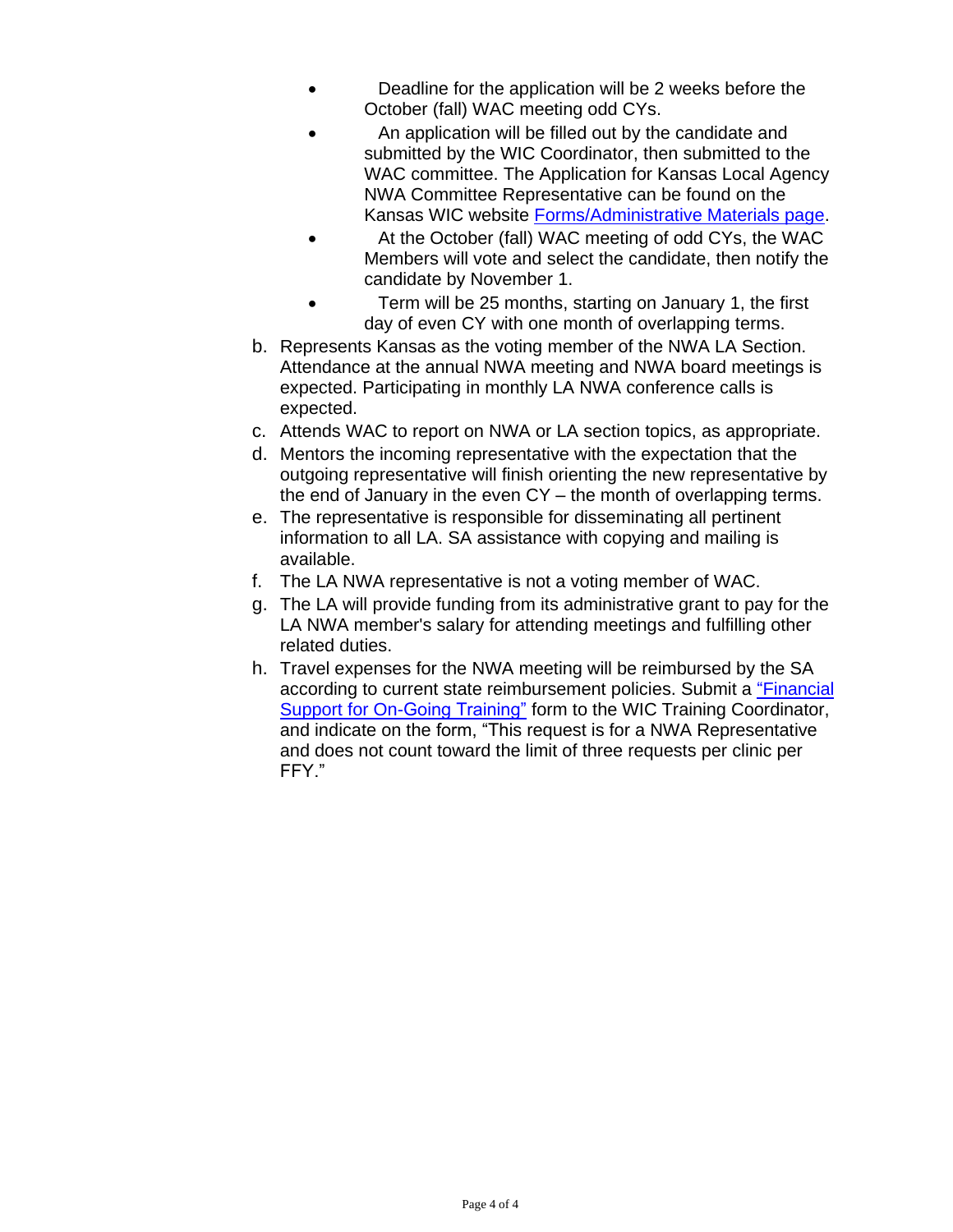- Deadline for the application will be 2 weeks before the October (fall) WAC meeting odd CYs.
- An application will be filled out by the candidate and submitted by the WIC Coordinator, then submitted to the WAC committee. The Application for Kansas Local Agency NWA Committee Representative can be found on the Kansas WIC website Forms/Administrative Materials page.
- At the October (fall) WAC meeting of odd CYs, the WAC Members will vote and select the candidate, then notify the candidate by November 1.
- Term will be 25 months, starting on January 1, the first day of even CY with one month of overlapping terms.

b. Represents Kansas as the voting member of the NWA LA Section. Attendance at the annual NWA meeting and NWA board meetings is expected. Participating in monthly LA NWA conference calls is expected.

c. Attends WAC to report on NWA or LA section topics, as appropriate.

d. Mentors the incoming representative with the expectation that the outgoing representative will finish orienting the new representative by the end of January in the even CY – the month of overlapping terms.

e. The representative is responsible for disseminating all pertinent information to all LA. SA assistance with copying and mailing is available.

f. The LA NWA representative is not a voting member of WAC.

g. The LA will provide funding from its administrative grant to pay for the LA NWA member's salary for attending meetings and fulfilling other related duties.

h. Travel expenses for the NWA meeting will be reimbursed by the SA according to current state reimbursement policies. Submit a "Financial Support for On-Going Training" form to the WIC Training Coordinator, and indicate on the form, "This request is for a NWA Representative and does not count toward the limit of three requests per clinic per FFY."